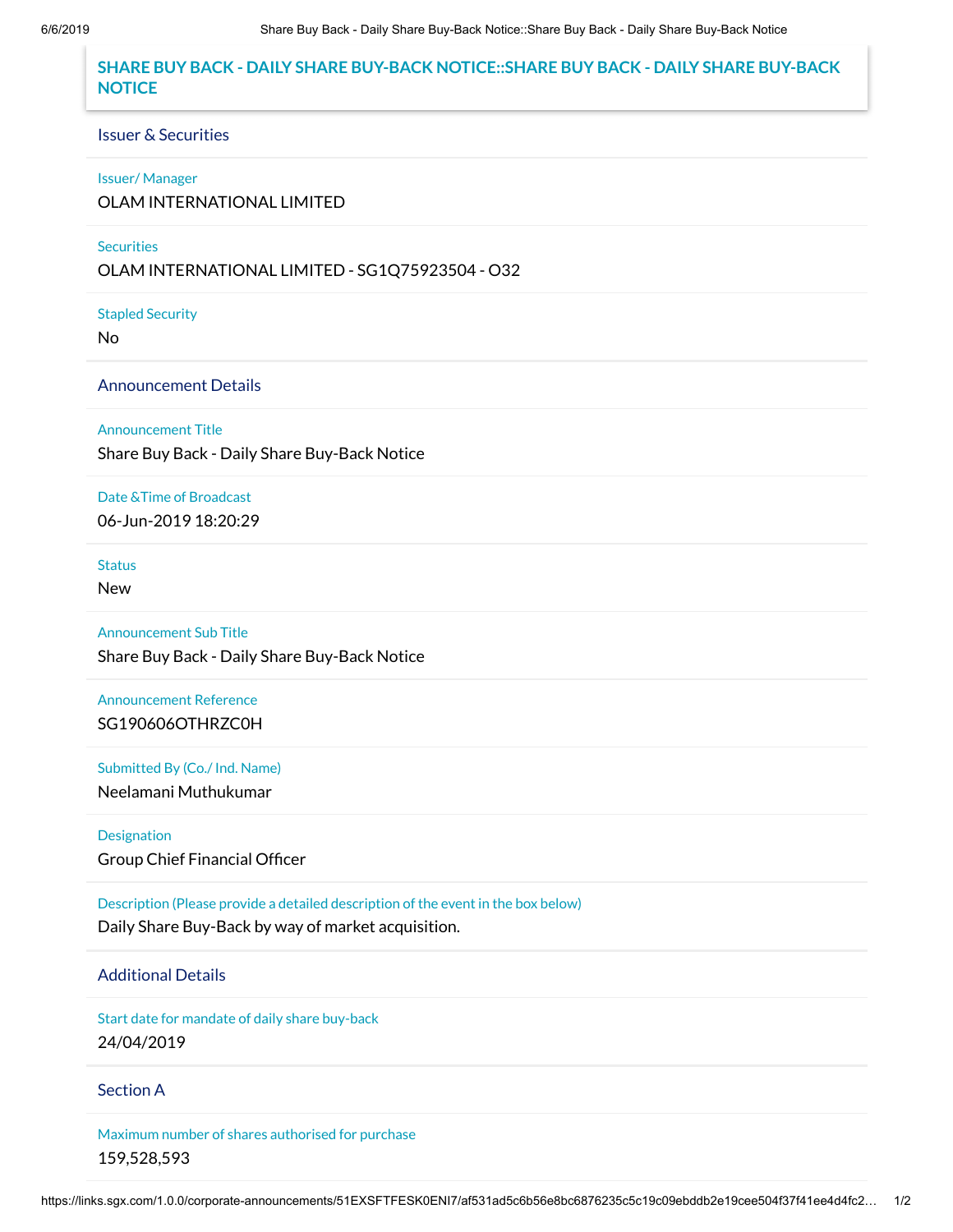# SHARE BUY BACK - DAILY SHARE BUY-BACK NOTICE::SHARE BUY BACK - DAILY SHARE BUY-BACK NOTICE

## Issuer & Securities

**Issuer/ Manager**

OLAM INTERNATIONAL LIMITED

**Securities**

OLAM INTERNATIONAL LIMITED - SG1Q75923504 - O32

**Stapled Security**

No

## Announcement Details

**Announcement Title**

Share Buy Back - Daily Share Buy-Back Notice

**Date &Time of Broadcast**

06-Jun-2019 18:20:29

**Status**

New

**Announcement Sub Title**

Share Buy Back - Daily Share Buy-Back Notice

**Announcement Reference**

SG190606OTHRZC0H

**Submitted By (Co./ Ind. Name)**

Neelamani Muthukumar

**Designation**

Group Chief Financial Officer

**Description (Please provide a detailed description of the event in the box below)**

Daily Share Buy-Back by way of market acquisition.

## Additional Details

**Start date for mandate of daily share buy-back**

24/04/2019

## Section A

**Maximum number of shares authorised for purchase**

159,528,593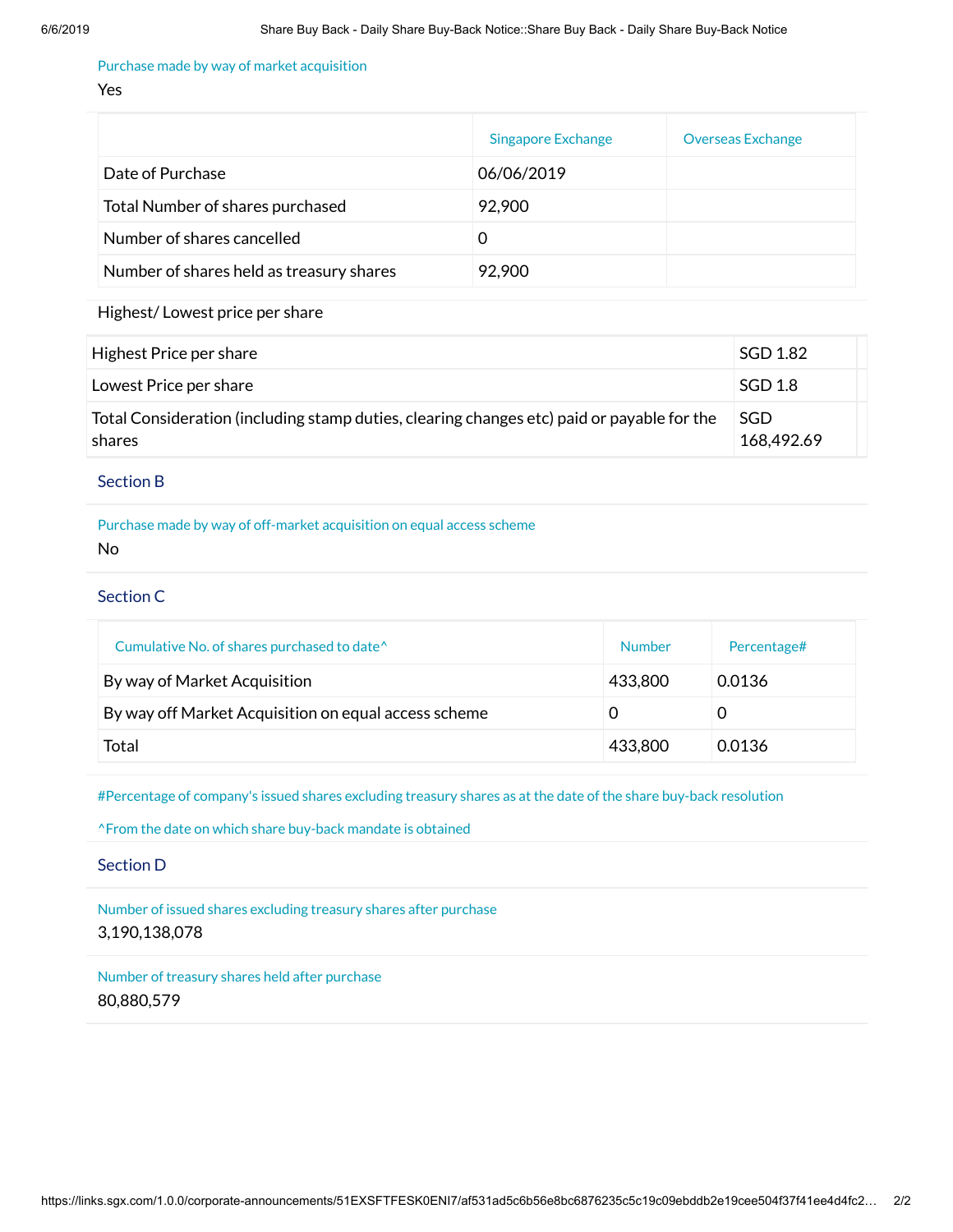Purchase made by way of market acquisition

Yes

| | Singapore Exchange | Overseas Exchange |
|---|---|---|
| Date of Purchase | 06/06/2019 | |
| Total Number of shares purchased | 92,900 | |
| Number of shares cancelled | 0 | |
| Number of shares held as treasury shares | 92,900 | |

Highest/ Lowest price per share

| | |
|---|---|
| Highest Price per share | SGD 1.82 |
| Lowest Price per share | SGD 1.8 |
| Total Consideration (including stamp duties, clearing changes etc) paid or payable for the shares | SGD 168,492.69 |

## Section B

Purchase made by way of off-market acquisition on equal access scheme

No

## Section C

| Cumulative No. of shares purchased to date^ | Number | Percentage# |
|---|---|---|
| By way of Market Acquisition | 433,800 | 0.0136 |
| By way off Market Acquisition on equal access scheme | 0 | 0 |
| Total | 433,800 | 0.0136 |

#Percentage of company's issued shares excluding treasury shares as at the date of the share buy-back resolution

^From the date on which share buy-back mandate is obtained

## Section D

Number of issued shares excluding treasury shares after purchase

3,190,138,078

Number of treasury shares held after purchase

80,880,579